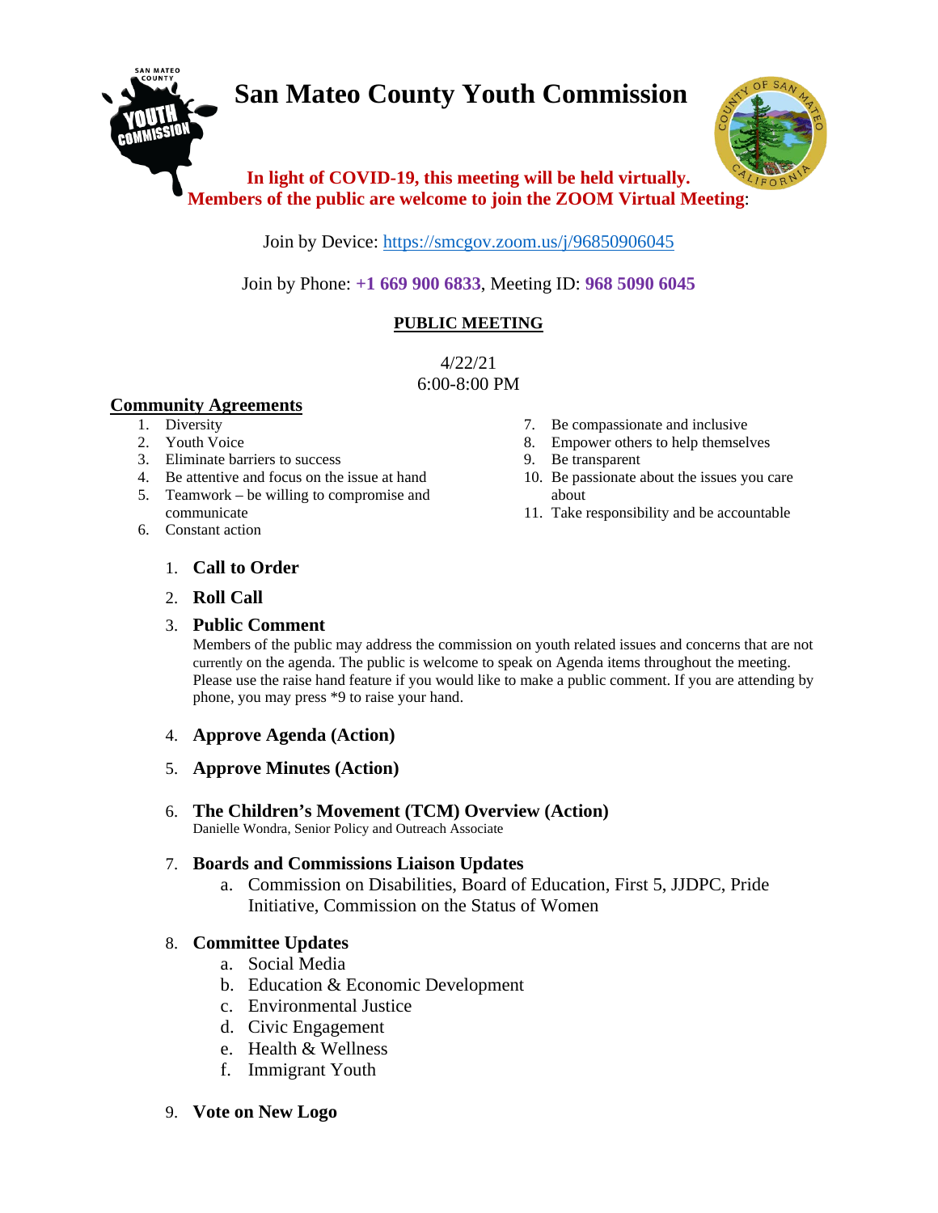# San Mateo County Youth Commission

**In light of COVID-19, this meeting will be held virtually.**
**Members of the public are welcome to join the ZOOM Virtual Meeting**:

Join by Device: https://smcgov.zoom.us/j/96850906045

Join by Phone: **+1 669 900 6833**, Meeting ID: **968 5090 6045**

## PUBLIC MEETING

4/22/21
6:00-8:00 PM

### Community Agreements

1. Diversity
2. Youth Voice
3. Eliminate barriers to success
4. Be attentive and focus on the issue at hand
5. Teamwork – be willing to compromise and communicate
6. Constant action
7. Be compassionate and inclusive
8. Empower others to help themselves
9. Be transparent
10. Be passionate about the issues you care about
11. Take responsibility and be accountable

1. **Call to Order**
2. **Roll Call**
3. **Public Comment**
   Members of the public may address the commission on youth related issues and concerns that are not currently on the agenda. The public is welcome to speak on Agenda items throughout the meeting. Please use the raise hand feature if you would like to make a public comment. If you are attending by phone, you may press *9 to raise your hand.
4. **Approve Agenda (Action)**
5. **Approve Minutes (Action)**
6. **The Children's Movement (TCM) Overview (Action)**
   Danielle Wondra, Senior Policy and Outreach Associate
7. **Boards and Commissions Liaison Updates**
   a. Commission on Disabilities, Board of Education, First 5, JJDPC, Pride Initiative, Commission on the Status of Women
8. **Committee Updates**
   a. Social Media
   b. Education & Economic Development
   c. Environmental Justice
   d. Civic Engagement
   e. Health & Wellness
   f. Immigrant Youth
9. **Vote on New Logo**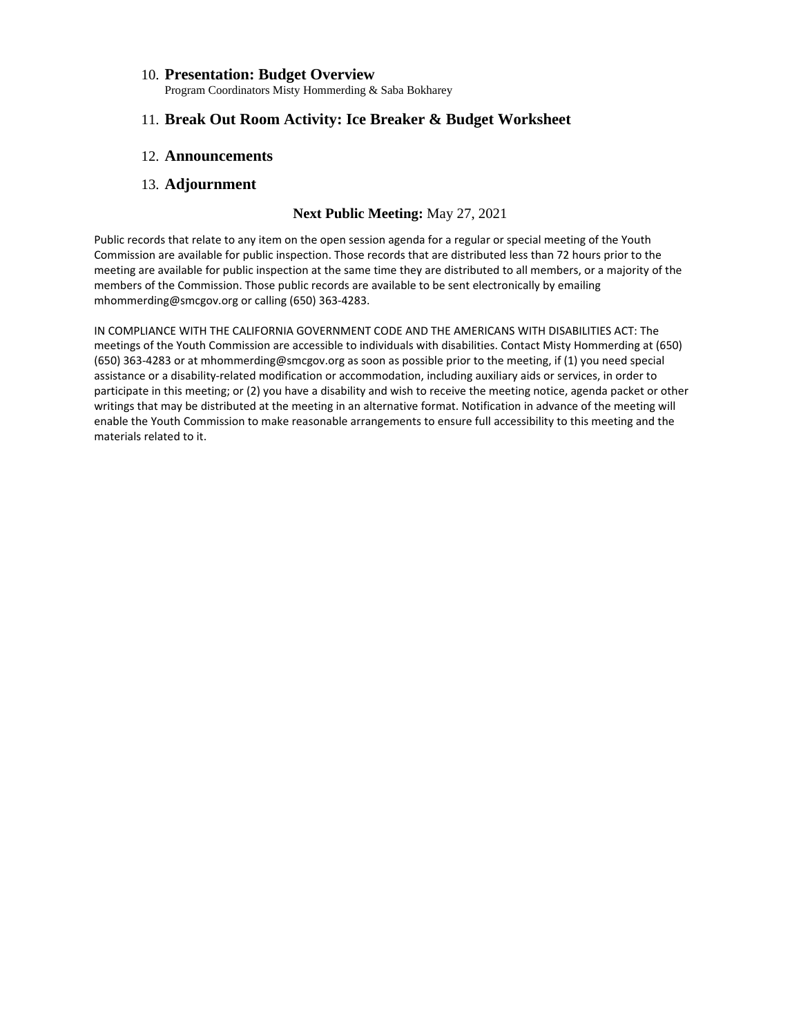10. **Presentation: Budget Overview**
    Program Coordinators Misty Hommerding & Saba Bokharey

11. **Break Out Room Activity: Ice Breaker & Budget Worksheet**

12. **Announcements**

13. **Adjournment**

**Next Public Meeting:** May 27, 2021

Public records that relate to any item on the open session agenda for a regular or special meeting of the Youth Commission are available for public inspection. Those records that are distributed less than 72 hours prior to the meeting are available for public inspection at the same time they are distributed to all members, or a majority of the members of the Commission. Those public records are available to be sent electronically by emailing mhommerding@smcgov.org or calling (650) 363-4283.

IN COMPLIANCE WITH THE CALIFORNIA GOVERNMENT CODE AND THE AMERICANS WITH DISABILITIES ACT: The meetings of the Youth Commission are accessible to individuals with disabilities. Contact Misty Hommerding at (650) (650) 363-4283 or at mhommerding@smcgov.org as soon as possible prior to the meeting, if (1) you need special assistance or a disability-related modification or accommodation, including auxiliary aids or services, in order to participate in this meeting; or (2) you have a disability and wish to receive the meeting notice, agenda packet or other writings that may be distributed at the meeting in an alternative format. Notification in advance of the meeting will enable the Youth Commission to make reasonable arrangements to ensure full accessibility to this meeting and the materials related to it.